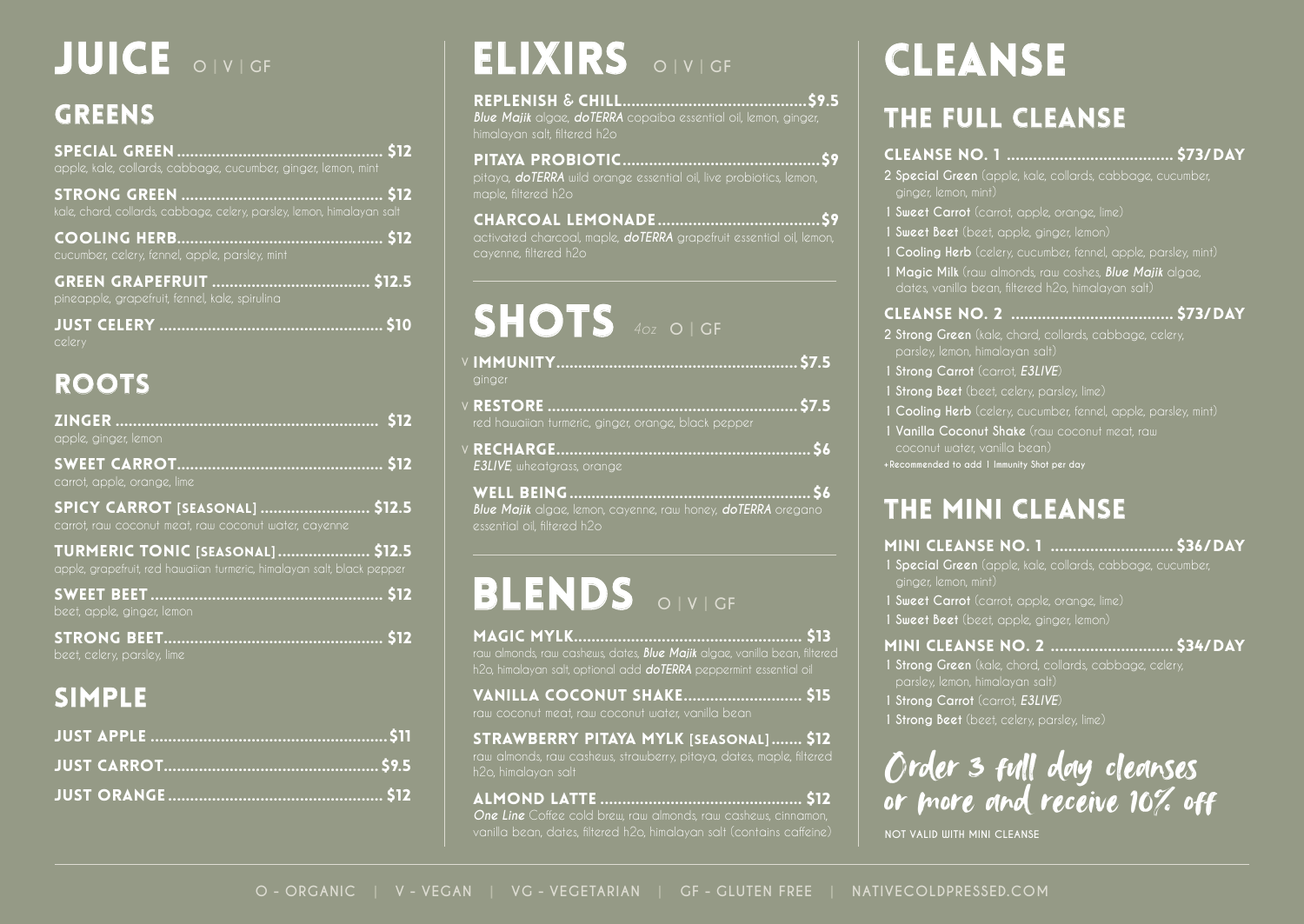# JUICE O | V | GF

## GREENS

**SPECIAL GREEN** ............ $12
apple, kale, collards, cabbage, cucumber, ginger, lemon, mint

**STRONG GREEN** ............ $12
kale, chard, collards, cabbage, celery, parsley, lemon, himalayan salt

**COOLING HERB** ............ $12
cucumber, celery, fennel, apple, parsley, mint

**GREEN GRAPEFRUIT** ............ $12.5
pineapple, grapefruit, fennel, kale, spirulina

**JUST CELERY** ............ $10
celery

## ROOTS

**ZINGER** ............ $12
apple, ginger, lemon

**SWEET CARROT** ............ $12
carrot, apple, orange, lime

**SPICY CARROT [SEASONAL]** ............ $12.5
carrot, raw coconut meat, raw coconut water, cayenne

**TURMERIC TONIC [SEASONAL]** ............ $12.5
apple, grapefruit, red hawaiian turmeric, himalayan salt, black pepper

**SWEET BEET** ............ $12
beet, apple, ginger, lemon

**STRONG BEET** ............ $12
beet, celery, parsley, lime

## SIMPLE

**JUST APPLE** ............ $11

**JUST CARROT** ............ $9.5

**JUST ORANGE** ............ $12

# ELIXIRS O | V | GF

**REPLENISH & CHILL** ............ $9.5
***Blue Majik*** algae, ***doTERRA*** copaiba essential oil, lemon, ginger, himalayan salt, filtered h2o

**PITAYA PROBIOTIC** ............ $9
pitaya, ***doTERRA*** wild orange essential oil, live probiotics, lemon, maple, filtered h2o

**CHARCOAL LEMONADE** ............ $9
activated charcoal, maple, ***doTERRA*** grapefruit essential oil, lemon, cayenne, filtered h2o

# SHOTS *4oz* O | GF

V **IMMUNITY** ............ $7.5
ginger

V **RESTORE** ............ $7.5
red hawaiian turmeric, ginger, orange, black pepper

V **RECHARGE** ............ $6
***E3LIVE***, wheatgrass, orange

**WELL BEING** ............ $6
***Blue Majik*** algae, lemon, cayenne, raw honey, ***doTERRA*** oregano essential oil, filtered h2o

# BLENDS O | V | GF

**MAGIC MYLK** ............ $13
raw almonds, raw cashews, dates, ***Blue Majik*** algae, vanilla bean, filtered h2o, himalayan salt, optional add ***doTERRA*** peppermint essential oil

**VANILLA COCONUT SHAKE** ............ $15
raw coconut meat, raw coconut water, vanilla bean

**STRAWBERRY PITAYA MYLK [SEASONAL]** ............ $12
raw almonds, raw cashews, strawberry, pitaya, dates, maple, filtered h2o, himalayan salt

**ALMOND LATTE** ............ $12
***One Line*** Coffee cold brew, raw almonds, raw cashews, cinnamon, vanilla bean, dates, filtered h2o, himalayan salt (contains caffeine)

# CLEANSE

## THE FULL CLEANSE

**CLEANSE NO. 1** ............ $73/DAY

- 2 **Special Green** (apple, kale, collards, cabbage, cucumber, ginger, lemon, mint)
- 1 **Sweet Carrot** (carrot, apple, orange, lime)
- 1 **Sweet Beet** (beet, apple, ginger, lemon)
- 1 **Cooling Herb** (celery, cucumber, fennel, apple, parsley, mint)
- 1 **Magic Milk** (raw almonds, raw coshes, ***Blue Majik*** algae, dates, vanilla bean, filtered h2o, himalayan salt)

**CLEANSE NO. 2** ............ $73/DAY

- 2 **Strong Green** (kale, chard, collards, cabbage, celery, parsley, lemon, himalayan salt)
- 1 **Strong Carrot** (carrot, ***E3LIVE***)
- 1 **Strong Beet** (beet, celery, parsley, lime)
- 1 **Cooling Herb** (celery, cucumber, fennel, apple, parsley, mint)
- 1 **Vanilla Coconut Shake** (raw coconut meat, raw coconut water, vanilla bean)

+Recommended to add 1 Immunity Shot per day

## THE MINI CLEANSE

**MINI CLEANSE NO. 1** ............ $36/DAY

- 1 **Special Green** (apple, kale, collards, cabbage, cucumber, ginger, lemon, mint)
- 1 **Sweet Carrot** (carrot, apple, orange, lime)
- 1 **Sweet Beet** (beet, apple, ginger, lemon)

**MINI CLEANSE NO. 2** ............ $34/DAY

- 1 **Strong Green** (kale, chord, collards, cabbage, celery, parsley, lemon, himalayan salt)
- 1 **Strong Carrot** (carrot, ***E3LIVE***)
- 1 **Strong Beet** (beet, celery, parsley, lime)

*Order 3 full day cleanses or more and receive 10% off*

NOT VALID WITH MINI CLEANSE

O - ORGANIC | V - VEGAN | VG - VEGETARIAN | GF - GLUTEN FREE | NATIVECOLDPRESSED.COM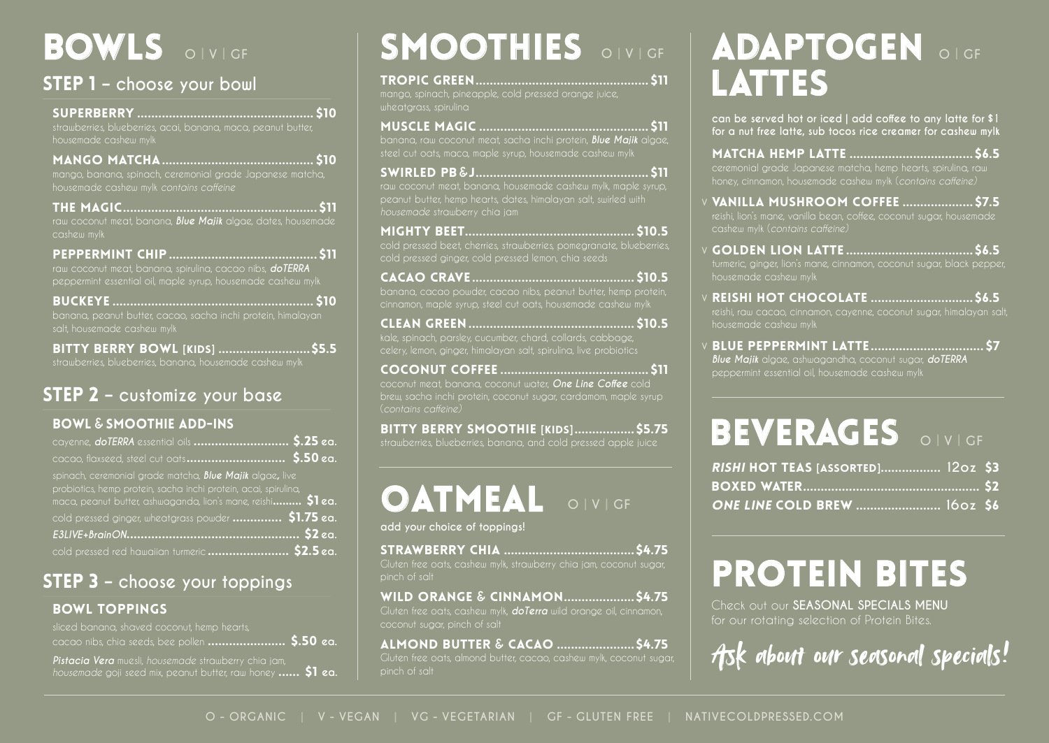# BOWLS O | V | GF

## STEP 1 – choose your bowl

**SUPERBERRY** ........ **$10**
strawberries, blueberries, acai, banana, maca, peanut butter, housemade cashew mylk

**MANGO MATCHA** ........ **$10**
mango, banana, spinach, ceremonial grade Japanese matcha, housemade cashew mylk *contains caffeine*

**THE MAGIC** ........ **$11**
raw coconut meat, banana, ***Blue Majik*** algae, dates, housemade cashew mylk

**PEPPERMINT CHIP** ........ **$11**
raw coconut meat, banana, spirulina, cacao nibs, ***doTERRA*** peppermint essential oil, maple syrup, housemade cashew mylk

**BUCKEYE** ........ **$10**
banana, peanut butter, cacao, sacha inchi protein, himalayan salt, housemade cashew mylk

**BITTY BERRY BOWL [KIDS]** ........ **$5.5**
strawberries, blueberries, banana, housemade cashew mylk

## STEP 2 – customize your base

### BOWL & SMOOTHIE ADD-INS

cayenne, ***doTERRA*** essential oils ........ **$.25 ea.**

cacao, flaxseed, steel cut oats ........ **$.50 ea.**

spinach, ceremonial grade matcha, ***Blue Majik*** algae, live probiotics, hemp protein, sacha inchi protein, acai, spirulina, maca, peanut butter, ashwaganda, lion's mane, reishi ........ **$1 ea.**

cold pressed ginger, wheatgrass powder ........ **$1.75 ea.**

*E3LIVE+BrainON* ........ **$2 ea.**

cold pressed red hawaiian turmeric ........ **$2.5 ea.**

## STEP 3 – choose your toppings

### BOWL TOPPINGS

sliced banana, shaved coconut, hemp hearts, cacao nibs, chia seeds, bee pollen ........ **$.50 ea.**

*Pistacia Vera* muesli, *housemade* strawberry chia jam, *housemade* goji seed mix, peanut butter, raw honey ........ **$1 ea.**

# SMOOTHIES O | V | GF

**TROPIC GREEN** ........ **$11**
mango, spinach, pineapple, cold pressed orange juice, wheatgrass, spirulina

**MUSCLE MAGIC** ........ **$11**
banana, raw coconut meat, sacha inchi protein, ***Blue Majik*** algae, steel cut oats, maca, maple syrup, housemade cashew mylk

**SWIRLED PB & J** ........ **$11**
raw coconut meat, banana, housemade cashew mylk, maple syrup, peanut butter, hemp hearts, dates, himalayan salt, swirled with *housemade* strawberry chia jam

**MIGHTY BEET** ........ **$10.5**
cold pressed beet, cherries, strawberries, pomegranate, blueberries, cold pressed ginger, cold pressed lemon, chia seeds

**CACAO CRAVE** ........ **$10.5**
banana, cacao powder, cacao nibs, peanut butter, hemp protein, cinnamon, maple syrup, steel cut oats, housemade cashew mylk

**CLEAN GREEN** ........ **$10.5**
kale, spinach, parsley, cucumber, chard, collards, cabbage, celery, lemon, ginger, himalayan salt, spirulina, live probiotics

**COCONUT COFFEE** ........ **$11**
coconut meat, banana, coconut water, ***One Line Coffee*** cold brew, sacha inchi protein, coconut sugar, cardamom, maple syrup (*contains caffeine*)

**BITTY BERRY SMOOTHIE [KIDS]** ........ **$5.75**
strawberries, blueberries, banana, and cold pressed apple juice

# OATMEAL O | V | GF

add your choice of toppings!

**STRAWBERRY CHIA** ........ **$4.75**
Gluten free oats, cashew mylk, strawberry chia jam, coconut sugar, pinch of salt

**WILD ORANGE & CINNAMON** ........ **$4.75**
Gluten free oats, cashew mylk, ***doTerra*** wild orange oil, cinnamon, coconut sugar, pinch of salt

**ALMOND BUTTER & CACAO** ........ **$4.75**
Gluten free oats, almond butter, cacao, cashew mylk, coconut sugar, pinch of salt

# ADAPTOGEN LATTES O | GF

can be served hot or iced | add coffee to any latte for $1
for a nut free latte, sub tocos rice creamer for cashew mylk

**MATCHA HEMP LATTE** ........ **$6.5**
ceremonial grade Japanese matcha, hemp hearts, spirulina, raw honey, cinnamon, housemade cashew mylk (*contains caffeine*)

V **VANILLA MUSHROOM COFFEE** ........ **$7.5**
reishi, lion's mane, vanilla bean, coffee, coconut sugar, housemade cashew mylk (*contains caffeine*)

V **GOLDEN LION LATTE** ........ **$6.5**
turmeric, ginger, lion's mane, cinnamon, coconut sugar, black pepper, housemade cashew mylk

V **REISHI HOT CHOCOLATE** ........ **$6.5**
reishi, raw cacao, cinnamon, cayenne, coconut sugar, himalayan salt, housemade cashew mylk

V **BLUE PEPPERMINT LATTE** ........ **$7**
***Blue Majik*** algae, ashwagandha, coconut sugar, ***doTERRA*** peppermint essential oil, housemade cashew mylk

# BEVERAGES O | V | GF

***RISHI*** **HOT TEAS [ASSORTED]** ........ 12oz **$3**

**BOXED WATER** ........ **$2**

***ONE LINE*** **COLD BREW** ........ 16oz **$6**

# PROTEIN BITES

Check out our SEASONAL SPECIALS MENU for our rotating selection of Protein Bites.

*Ask about our seasonal specials!*

O - ORGANIC | V - VEGAN | VG - VEGETARIAN | GF - GLUTEN FREE | NATIVECOLDPRESSED.COM